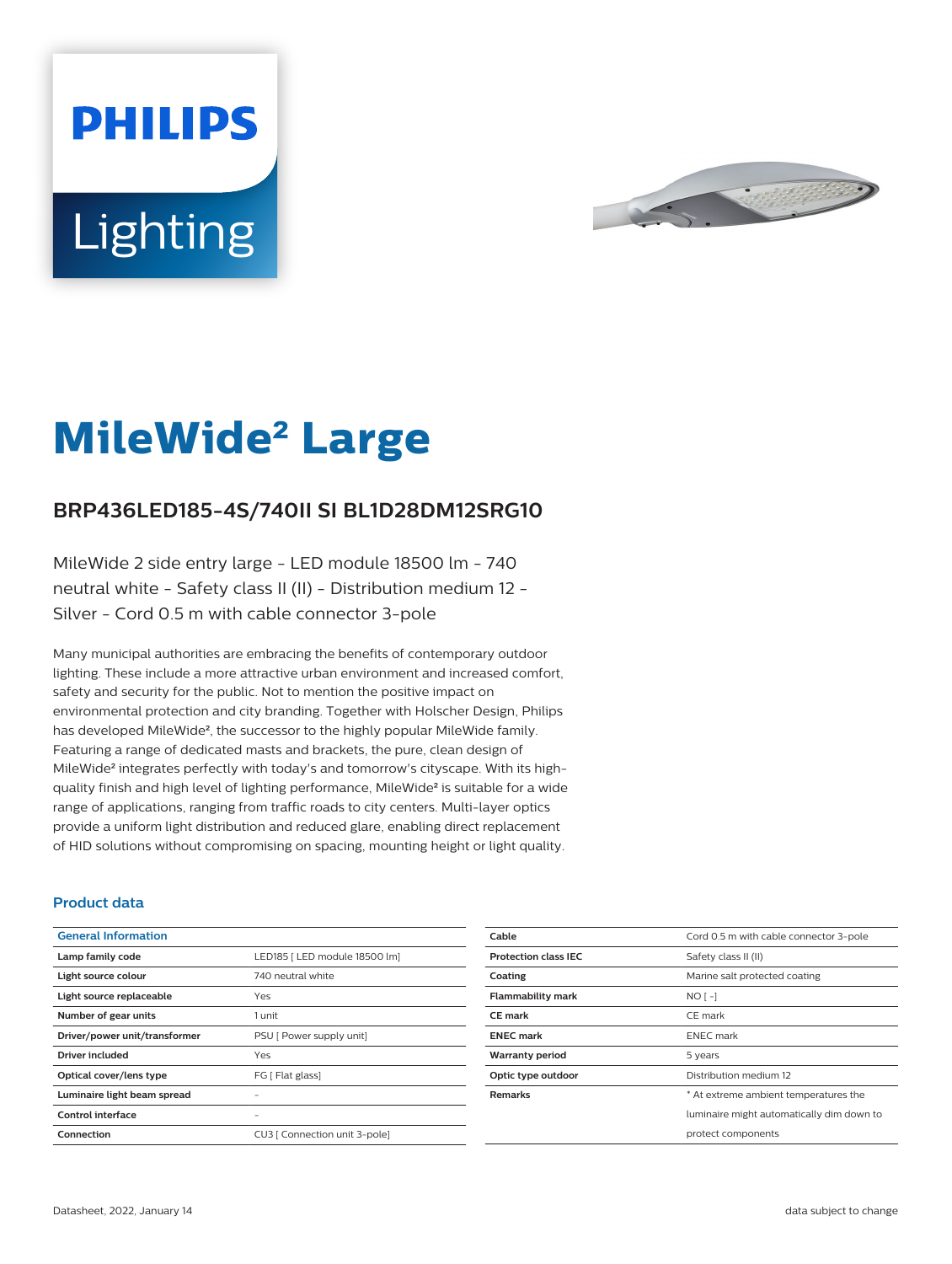# MileWide² Large

## BRP436LED185-4S/740II SI BL1D28DM12SRG10

MileWide 2 side entry large - LED module 18500 lm - 740 neutral white - Safety class II (II) - Distribution medium 12 - Silver - Cord 0.5 m with cable connector 3-pole

Many municipal authorities are embracing the benefits of contemporary outdoor lighting. These include a more attractive urban environment and increased comfort, safety and security for the public. Not to mention the positive impact on environmental protection and city branding. Together with Holscher Design, Philips has developed MileWide², the successor to the highly popular MileWide family. Featuring a range of dedicated masts and brackets, the pure, clean design of MileWide² integrates perfectly with today's and tomorrow's cityscape. With its high-quality finish and high level of lighting performance, MileWide² is suitable for a wide range of applications, ranging from traffic roads to city centers. Multi-layer optics provide a uniform light distribution and reduced glare, enabling direct replacement of HID solutions without compromising on spacing, mounting height or light quality.

### Product data

| General Information | |
|---|---|
| Lamp family code | LED185 [ LED module 18500 lm] |
| Light source colour | 740 neutral white |
| Light source replaceable | Yes |
| Number of gear units | 1 unit |
| Driver/power unit/transformer | PSU [ Power supply unit] |
| Driver included | Yes |
| Optical cover/lens type | FG [ Flat glass] |
| Luminaire light beam spread | - |
| Control interface | - |
| Connection | CU3 [ Connection unit 3-pole] |
| Cable | Cord 0.5 m with cable connector 3-pole |
| Protection class IEC | Safety class II (II) |
| Coating | Marine salt protected coating |
| Flammability mark | NO [ -] |
| CE mark | CE mark |
| ENEC mark | ENEC mark |
| Warranty period | 5 years |
| Optic type outdoor | Distribution medium 12 |
| Remarks | * At extreme ambient temperatures the luminaire might automatically dim down to protect components |

Datasheet, 2022, January 14

data subject to change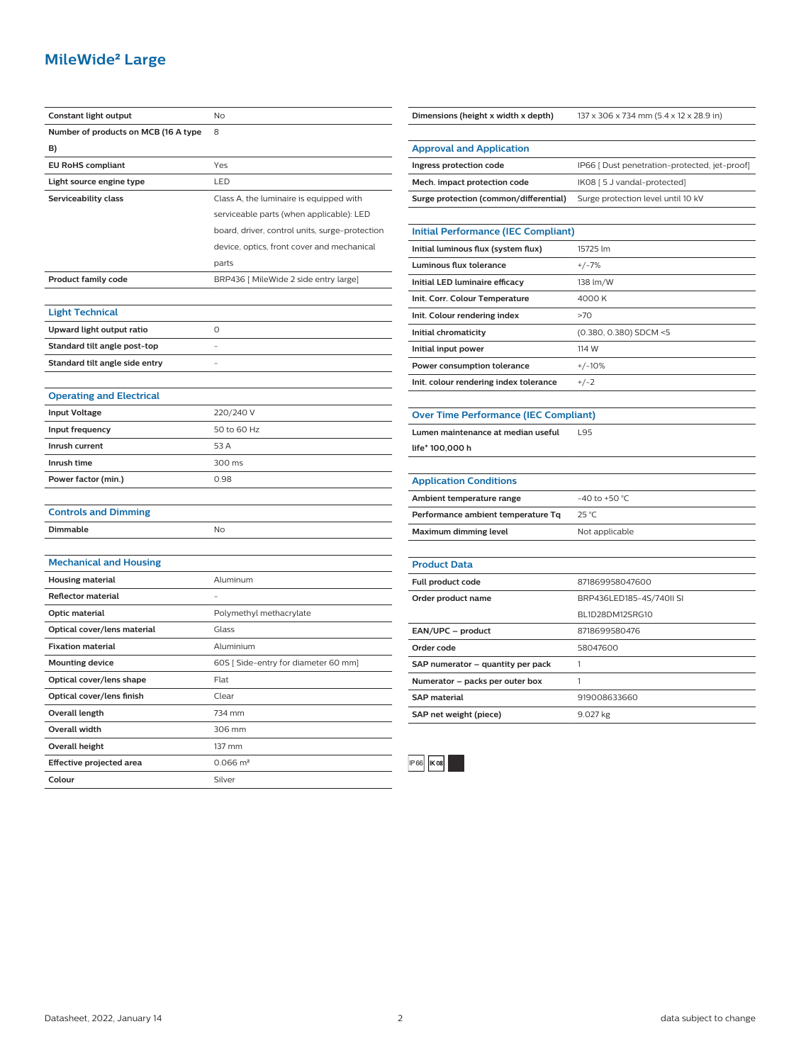# MileWide² Large

| | |
|---|---|
| **Constant light output** | No |
| **Number of products on MCB (16 A type B)** | 8 |
| **EU RoHS compliant** | Yes |
| **Light source engine type** | LED |
| **Serviceability class** | Class A, the luminaire is equipped with serviceable parts (when applicable): LED board, driver, control units, surge-protection device, optics, front cover and mechanical parts |
| **Product family code** | BRP436 [ MileWide 2 side entry large] |

## Light Technical

| | |
|---|---|
| **Upward light output ratio** | 0 |
| **Standard tilt angle post-top** | - |
| **Standard tilt angle side entry** | - |

## Operating and Electrical

| | |
|---|---|
| **Input Voltage** | 220/240 V |
| **Input frequency** | 50 to 60 Hz |
| **Inrush current** | 53 A |
| **Inrush time** | 300 ms |
| **Power factor (min.)** | 0.98 |

## Controls and Dimming

| | |
|---|---|
| **Dimmable** | No |

## Mechanical and Housing

| | |
|---|---|
| **Housing material** | Aluminum |
| **Reflector material** | - |
| **Optic material** | Polymethyl methacrylate |
| **Optical cover/lens material** | Glass |
| **Fixation material** | Aluminium |
| **Mounting device** | 60S [ Side-entry for diameter 60 mm] |
| **Optical cover/lens shape** | Flat |
| **Optical cover/lens finish** | Clear |
| **Overall length** | 734 mm |
| **Overall width** | 306 mm |
| **Overall height** | 137 mm |
| **Effective projected area** | 0.066 m² |
| **Colour** | Silver |

| | |
|---|---|
| **Dimensions (height x width x depth)** | 137 x 306 x 734 mm (5.4 x 12 x 28.9 in) |

## Approval and Application

| | |
|---|---|
| **Ingress protection code** | IP66 [ Dust penetration-protected, jet-proof] |
| **Mech. impact protection code** | IK08 [ 5 J vandal-protected] |
| **Surge protection (common/differential)** | Surge protection level until 10 kV |

## Initial Performance (IEC Compliant)

| | |
|---|---|
| **Initial luminous flux (system flux)** | 15725 lm |
| **Luminous flux tolerance** | +/-7% |
| **Initial LED luminaire efficacy** | 138 lm/W |
| **Init. Corr. Colour Temperature** | 4000 K |
| **Init. Colour rendering index** | >70 |
| **Initial chromaticity** | (0.380, 0.380) SDCM <5 |
| **Initial input power** | 114 W |
| **Power consumption tolerance** | +/-10% |
| **Init. colour rendering index tolerance** | +/-2 |

## Over Time Performance (IEC Compliant)

| | |
|---|---|
| **Lumen maintenance at median useful life* 100,000 h** | L95 |

## Application Conditions

| | |
|---|---|
| **Ambient temperature range** | -40 to +50 °C |
| **Performance ambient temperature Tq** | 25 °C |
| **Maximum dimming level** | Not applicable |

## Product Data

| | |
|---|---|
| **Full product code** | 871869958047600 |
| **Order product name** | BRP436LED185-4S/740II SI BL1D28DM12SRG10 |
| **EAN/UPC – product** | 8718699580476 |
| **Order code** | 58047600 |
| **SAP numerator – quantity per pack** | 1 |
| **Numerator – packs per outer box** | 1 |
| **SAP material** | 919008633660 |
| **SAP net weight (piece)** | 9.027 kg |

IP66 IK08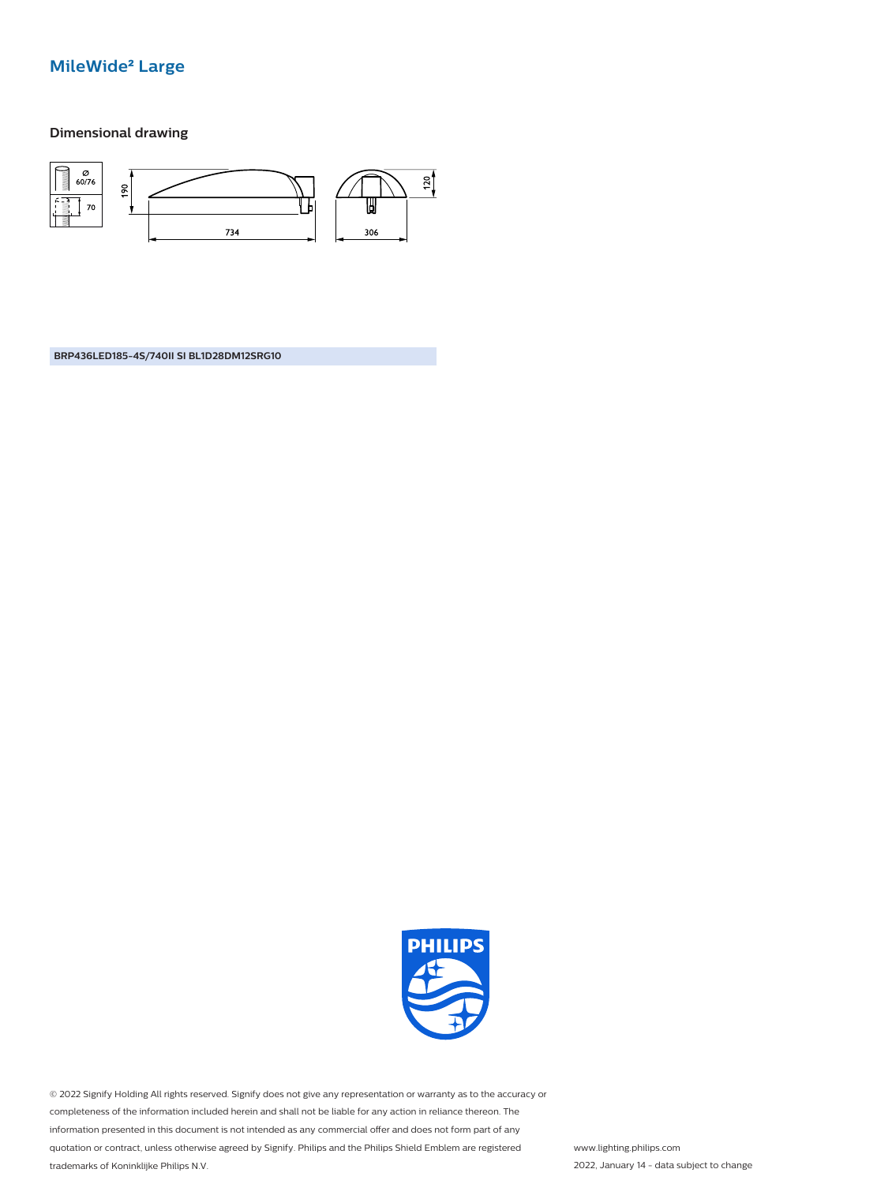## MileWide² Large

### Dimensional drawing

Ø
60/76

70

190

734

120

306

**BRP436LED185-4S/740II SI BL1D28DM12SRG10**

© 2022 Signify Holding All rights reserved. Signify does not give any representation or warranty as to the accuracy or completeness of the information included herein and shall not be liable for any action in reliance thereon. The information presented in this document is not intended as any commercial offer and does not form part of any quotation or contract, unless otherwise agreed by Signify. Philips and the Philips Shield Emblem are registered trademarks of Koninklijke Philips N.V.

www.lighting.philips.com

2022, January 14 - data subject to change